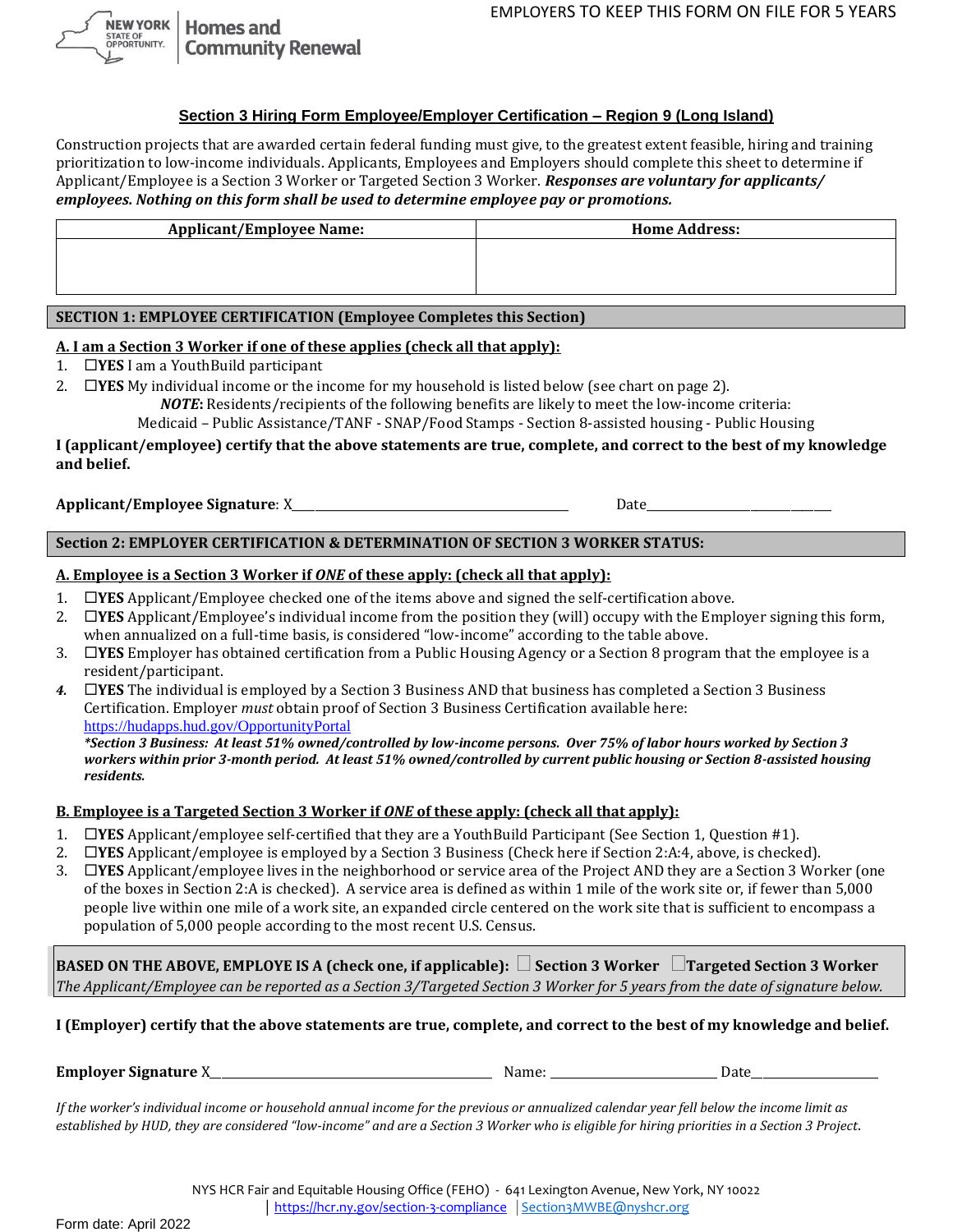EMPLOYERS TO KEEP THIS FORM ON FILE FOR 5 YEARS

NEW YORK STATE OF OPPORTUNITY. | Homes and Community Renewal

## Section 3 Hiring Form Employee/Employer Certification – Region 9 (Long Island)

Construction projects that are awarded certain federal funding must give, to the greatest extent feasible, hiring and training prioritization to low-income individuals. Applicants, Employees and Employers should complete this sheet to determine if Applicant/Employee is a Section 3 Worker or Targeted Section 3 Worker. ***Responses are voluntary for applicants/ employees. Nothing on this form shall be used to determine employee pay or promotions.***

| Applicant/Employee Name: | Home Address: |
|---|---|
| | |

### SECTION 1: EMPLOYEE CERTIFICATION (Employee Completes this Section)

**A. I am a Section 3 Worker if one of these applies (check all that apply):**

1. ☐**YES** I am a YouthBuild participant
2. ☐**YES** My individual income or the income for my household is listed below (see chart on page 2).
   ***NOTE*:** Residents/recipients of the following benefits are likely to meet the low-income criteria:
   Medicaid – Public Assistance/TANF - SNAP/Food Stamps - Section 8-assisted housing - Public Housing

**I (applicant/employee) certify that the above statements are true, complete, and correct to the best of my knowledge and belief.**

**Applicant/Employee Signature**: X_______________________________ Date_______________________

### Section 2: EMPLOYER CERTIFICATION & DETERMINATION OF SECTION 3 WORKER STATUS:

**A. Employee is a Section 3 Worker if *ONE* of these apply: (check all that apply):**

1. ☐**YES** Applicant/Employee checked one of the items above and signed the self-certification above.
2. ☐**YES** Applicant/Employee's individual income from the position they (will) occupy with the Employer signing this form, when annualized on a full-time basis, is considered "low-income" according to the table above.
3. ☐**YES** Employer has obtained certification from a Public Housing Agency or a Section 8 program that the employee is a resident/participant.
4. ☐**YES** The individual is employed by a Section 3 Business AND that business has completed a Section 3 Business Certification. Employer *must* obtain proof of Section 3 Business Certification available here: https://hudapps.hud.gov/OpportunityPortal
   ***Section 3 Business: At least 51% owned/controlled by low-income persons. Over 75% of labor hours worked by Section 3 workers within prior 3-month period. At least 51% owned/controlled by current public housing or Section 8-assisted housing residents.***

**B. Employee is a Targeted Section 3 Worker if *ONE* of these apply: (check all that apply):**

1. ☐**YES** Applicant/employee self-certified that they are a YouthBuild Participant (See Section 1, Question #1).
2. ☐**YES** Applicant/employee is employed by a Section 3 Business (Check here if Section 2:A:4, above, is checked).
3. ☐**YES** Applicant/employee lives in the neighborhood or service area of the Project AND they are a Section 3 Worker (one of the boxes in Section 2:A is checked). A service area is defined as within 1 mile of the work site or, if fewer than 5,000 people live within one mile of a work site, an expanded circle centered on the work site that is sufficient to encompass a population of 5,000 people according to the most recent U.S. Census.

**BASED ON THE ABOVE, EMPLOYE IS A (check one, if applicable):** ☐ **Section 3 Worker** ☐**Targeted Section 3 Worker**
*The Applicant/Employee can be reported as a Section 3/Targeted Section 3 Worker for 5 years from the date of signature below.*

**I (Employer) certify that the above statements are true, complete, and correct to the best of my knowledge and belief.**

**Employer Signature** X_______________________________ Name: ____________________ Date________________

*If the worker's individual income or household annual income for the previous or annualized calendar year fell below the income limit as established by HUD, they are considered "low-income" and are a Section 3 Worker who is eligible for hiring priorities in a Section 3 Project.*

NYS HCR Fair and Equitable Housing Office (FEHO) - 641 Lexington Avenue, New York, NY 10022
| https://hcr.ny.gov/section-3-compliance | Section3MWBE@nyshcr.org

Form date: April 2022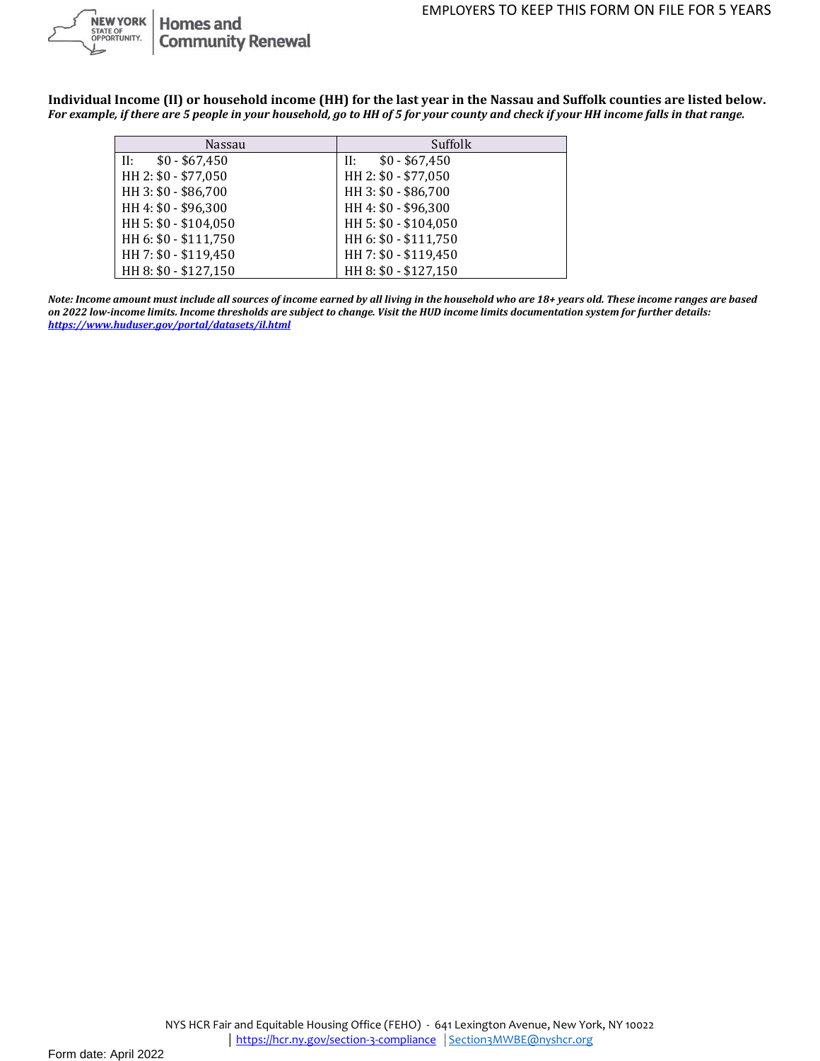EMPLOYERS TO KEEP THIS FORM ON FILE FOR 5 YEARS

**Individual Income (II) or household income (HH) for the last year in the Nassau and Suffolk counties are listed below.**
***For example, if there are 5 people in your household, go to HH of 5 for your county and check if your HH income falls in that range.***

| Nassau | Suffolk |
|---|---|
| II: $0 - $67,450 | II: $0 - $67,450 |
| HH 2: $0 - $77,050 | HH 2: $0 - $77,050 |
| HH 3: $0 - $86,700 | HH 3: $0 - $86,700 |
| HH 4: $0 - $96,300 | HH 4: $0 - $96,300 |
| HH 5: $0 - $104,050 | HH 5: $0 - $104,050 |
| HH 6: $0 - $111,750 | HH 6: $0 - $111,750 |
| HH 7: $0 - $119,450 | HH 7: $0 - $119,450 |
| HH 8: $0 - $127,150 | HH 8: $0 - $127,150 |

***Note: Income amount must include all sources of income earned by all living in the household who are 18+ years old. These income ranges are based on 2022 low-income limits. Income thresholds are subject to change. Visit the HUD income limits documentation system for further details: https://www.huduser.gov/portal/datasets/il.html***

NYS HCR Fair and Equitable Housing Office (FEHO) - 641 Lexington Avenue, New York, NY 10022
| https://hcr.ny.gov/section-3-compliance | Section3MWBE@nyshcr.org

Form date: April 2022